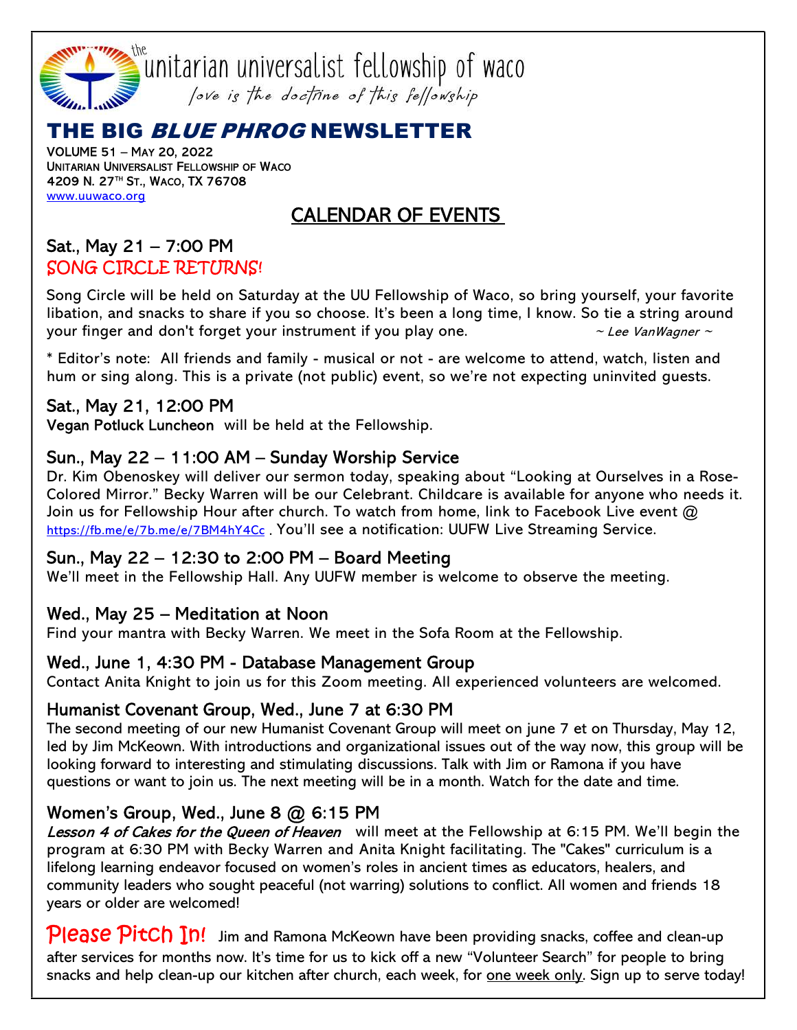the unitarian universalist fellowship of waco

*love is the doctrine of this fellowship*

# THE BIG *BLUE PHROG* NEWSLETTER

**VOLUME 51 – MAY 20, 2022**
**UNITARIAN UNIVERSALIST FELLOWSHIP OF WACO**
**4209 N. 27TH ST., WACO, TX 76708**
www.uuwaco.org

## CALENDAR OF EVENTS

### Sat., May 21 – 7:00 PM
### SONG CIRCLE RETURNS!

Song Circle will be held on Saturday at the UU Fellowship of Waco, so bring yourself, your favorite libation, and snacks to share if you so choose. It's been a long time, I know. So tie a string around your finger and don't forget your instrument if you play one. *~ Lee VanWagner ~*

* Editor's note: All friends and family - musical or not - are welcome to attend, watch, listen and hum or sing along. This is a private (not public) event, so we're not expecting uninvited guests.

### Sat., May 21, 12:00 PM
**Vegan Potluck Luncheon** will be held at the Fellowship.

### Sun., May 22 – 11:00 AM – Sunday Worship Service
Dr. Kim Obenoskey will deliver our sermon today, speaking about "Looking at Ourselves in a Rose-Colored Mirror." Becky Warren will be our Celebrant. Childcare is available for anyone who needs it. Join us for Fellowship Hour after church. To watch from home, link to Facebook Live event @ https://fb.me/e/7b.me/e/7BM4hY4Cc . You'll see a notification: UUFW Live Streaming Service.

### Sun., May 22 – 12:30 to 2:00 PM – Board Meeting
We'll meet in the Fellowship Hall. Any UUFW member is welcome to observe the meeting.

### Wed., May 25 – Meditation at Noon
Find your mantra with Becky Warren. We meet in the Sofa Room at the Fellowship.

### Wed., June 1, 4:30 PM - Database Management Group
Contact Anita Knight to join us for this Zoom meeting. All experienced volunteers are welcomed.

### Humanist Covenant Group, Wed., June 7 at 6:30 PM
The second meeting of our new Humanist Covenant Group will meet on june 7 et on Thursday, May 12, led by Jim McKeown. With introductions and organizational issues out of the way now, this group will be looking forward to interesting and stimulating discussions. Talk with Jim or Ramona if you have questions or want to join us. The next meeting will be in a month. Watch for the date and time.

### Women's Group, Wed., June 8 @ 6:15 PM
*Lesson 4 of Cakes for the Queen of Heaven* will meet at the Fellowship at 6:15 PM. We'll begin the program at 6:30 PM with Becky Warren and Anita Knight facilitating. The "Cakes" curriculum is a lifelong learning endeavor focused on women's roles in ancient times as educators, healers, and community leaders who sought peaceful (not warring) solutions to conflict. All women and friends 18 years or older are welcomed!

**Please Pitch In!** Jim and Ramona McKeown have been providing snacks, coffee and clean-up after services for months now. It's time for us to kick off a new "Volunteer Search" for people to bring snacks and help clean-up our kitchen after church, each week, for one week only. Sign up to serve today!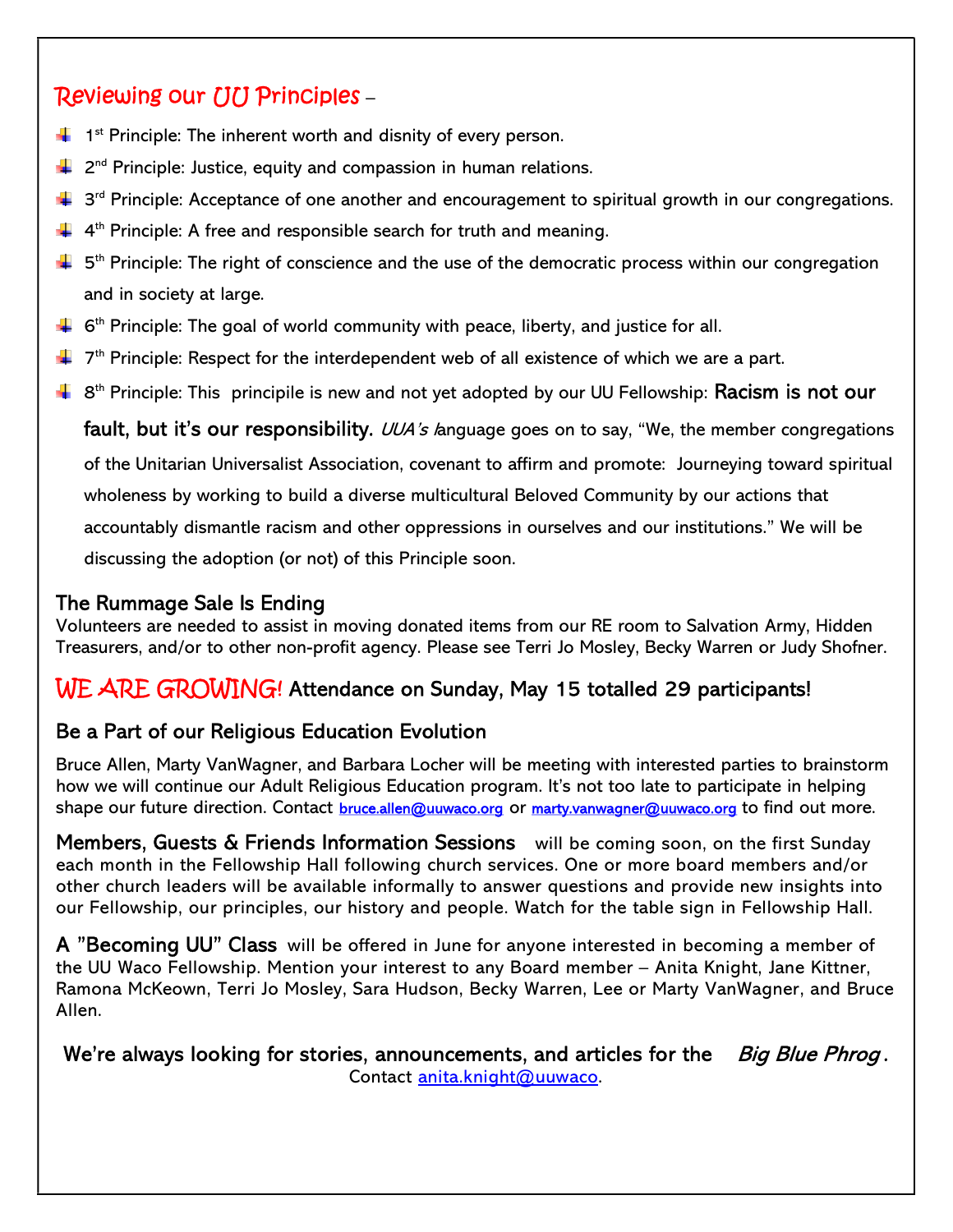## Reviewing our UU Principles –

- 1st Principle: The inherent worth and disnity of every person.
- 2nd Principle: Justice, equity and compassion in human relations.
- 3rd Principle: Acceptance of one another and encouragement to spiritual growth in our congregations.
- 4th Principle: A free and responsible search for truth and meaning.
- 5th Principle: The right of conscience and the use of the democratic process within our congregation and in society at large.
- 6th Principle: The goal of world community with peace, liberty, and justice for all.
- 7th Principle: Respect for the interdependent web of all existence of which we are a part.
- 8th Principle: This principile is new and not yet adopted by our UU Fellowship: **Racism is not our fault, but it's our responsibility.** *UUA's l*anguage goes on to say, "We, the member congregations of the Unitarian Universalist Association, covenant to affirm and promote: Journeying toward spiritual wholeness by working to build a diverse multicultural Beloved Community by our actions that accountably dismantle racism and other oppressions in ourselves and our institutions." We will be discussing the adoption (or not) of this Principle soon.

### The Rummage Sale Is Ending

Volunteers are needed to assist in moving donated items from our RE room to Salvation Army, Hidden Treasurers, and/or to other non-profit agency. Please see Terri Jo Mosley, Becky Warren or Judy Shofner.

## WE ARE GROWING! Attendance on Sunday, May 15 totalled 29 participants!

### Be a Part of our Religious Education Evolution

Bruce Allen, Marty VanWagner, and Barbara Locher will be meeting with interested parties to brainstorm how we will continue our Adult Religious Education program. It's not too late to participate in helping shape our future direction. Contact bruce.allen@uuwaco.org or marty.vanwagner@uuwaco.org to find out more.

**Members, Guests & Friends Information Sessions** will be coming soon, on the first Sunday each month in the Fellowship Hall following church services. One or more board members and/or other church leaders will be available informally to answer questions and provide new insights into our Fellowship, our principles, our history and people. Watch for the table sign in Fellowship Hall.

**A "Becoming UU" Class** will be offered in June for anyone interested in becoming a member of the UU Waco Fellowship. Mention your interest to any Board member – Anita Knight, Jane Kittner, Ramona McKeown, Terri Jo Mosley, Sara Hudson, Becky Warren, Lee or Marty VanWagner, and Bruce Allen.

**We're always looking for stories, announcements, and articles for the *Big Blue Phrog*.**
Contact anita.knight@uuwaco.